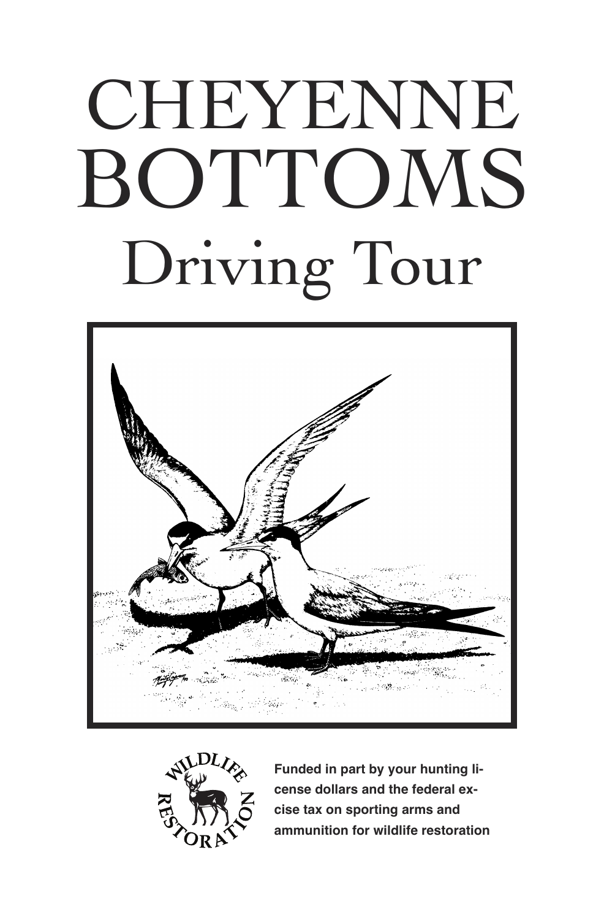# CHEYENNE BOTTOMS

## Driving Tour

WILDLIFE RESTORATION

**Funded in part by your hunting license dollars and the federal excise tax on sporting arms and ammunition for wildlife restoration**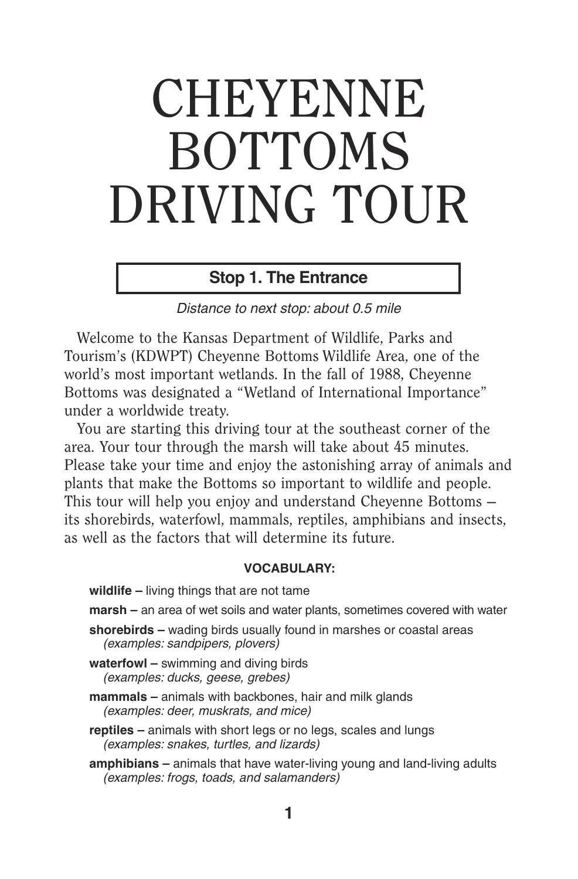# CHEYENNE BOTTOMS DRIVING TOUR

## Stop 1. The Entrance

*Distance to next stop: about 0.5 mile*

Welcome to the Kansas Department of Wildlife, Parks and Tourism's (KDWPT) Cheyenne Bottoms Wildlife Area, one of the world's most important wetlands. In the fall of 1988, Cheyenne Bottoms was designated a "Wetland of International Importance" under a worldwide treaty.

You are starting this driving tour at the southeast corner of the area. Your tour through the marsh will take about 45 minutes. Please take your time and enjoy the astonishing array of animals and plants that make the Bottoms so important to wildlife and people. This tour will help you enjoy and understand Cheyenne Bottoms – its shorebirds, waterfowl, mammals, reptiles, amphibians and insects, as well as the factors that will determine its future.

**VOCABULARY:**

**wildlife –** living things that are not tame

**marsh –** an area of wet soils and water plants, sometimes covered with water

**shorebirds –** wading birds usually found in marshes or coastal areas *(examples: sandpipers, plovers)*

**waterfowl –** swimming and diving birds *(examples: ducks, geese, grebes)*

**mammals –** animals with backbones, hair and milk glands *(examples: deer, muskrats, and mice)*

**reptiles –** animals with short legs or no legs, scales and lungs *(examples: snakes, turtles, and lizards)*

**amphibians –** animals that have water-living young and land-living adults *(examples: frogs, toads, and salamanders)*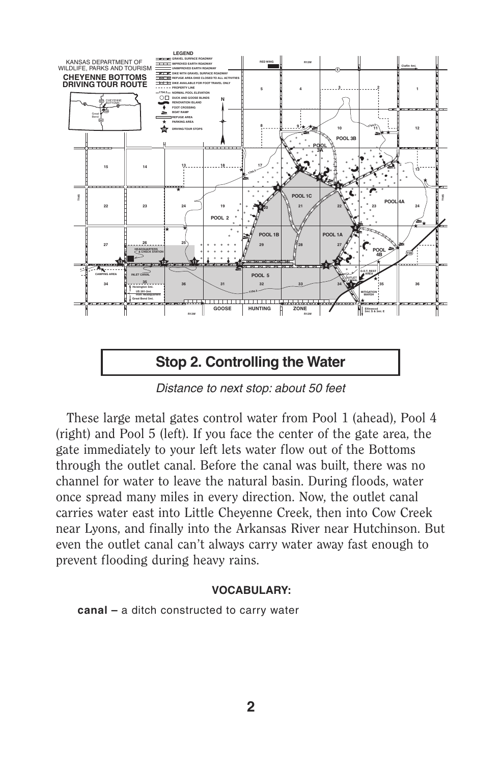## Stop 2. Controlling the Water

*Distance to next stop: about 50 feet*

These large metal gates control water from Pool 1 (ahead), Pool 4 (right) and Pool 5 (left). If you face the center of the gate area, the gate immediately to your left lets water flow out of the Bottoms through the outlet canal. Before the canal was built, there was no channel for water to leave the natural basin. During floods, water once spread many miles in every direction. Now, the outlet canal carries water east into Little Cheyenne Creek, then into Cow Creek near Lyons, and finally into the Arkansas River near Hutchinson. But even the outlet canal can't always carry water away fast enough to prevent flooding during heavy rains.

**VOCABULARY:**

**canal –** a ditch constructed to carry water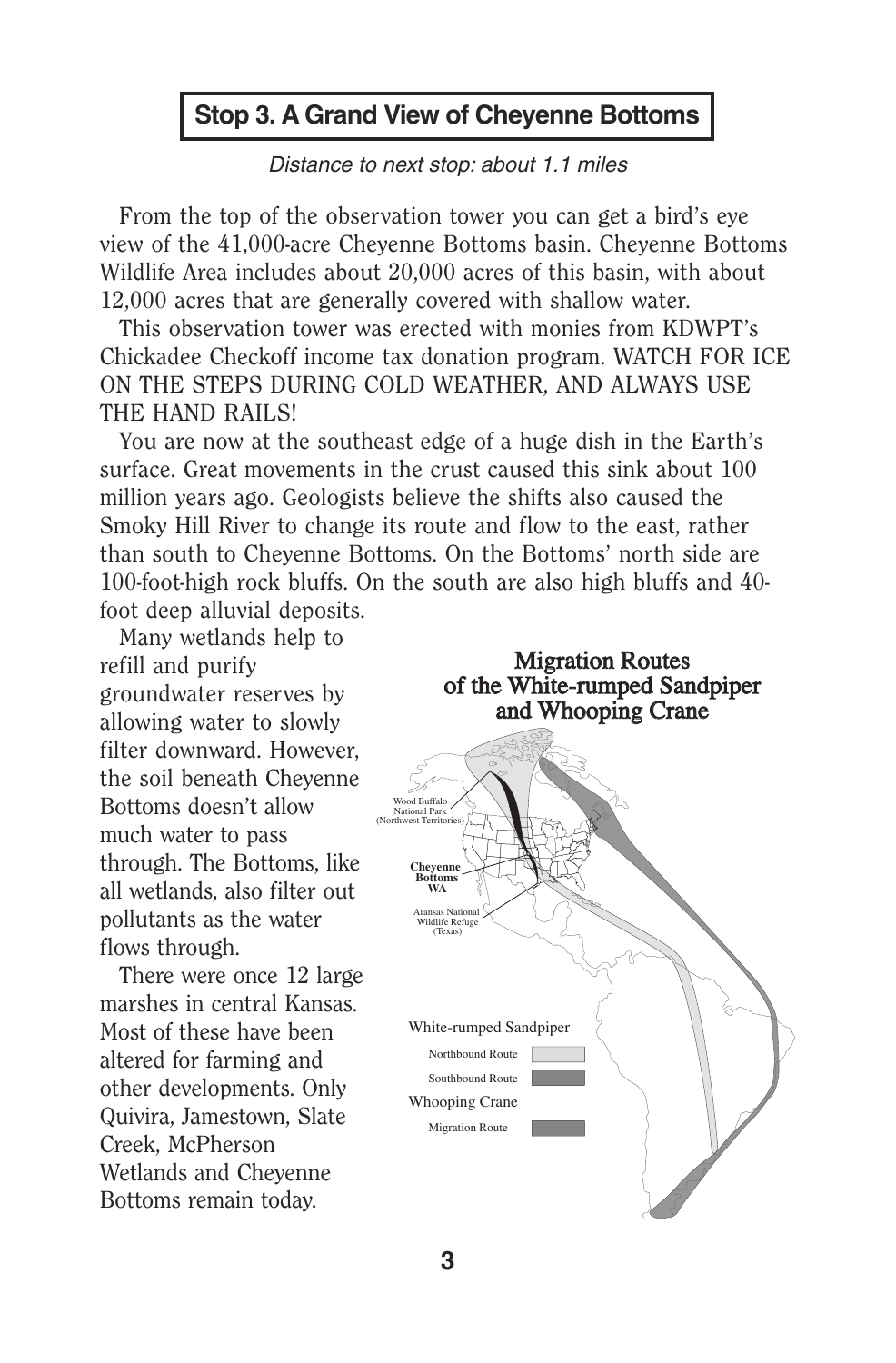## Stop 3. A Grand View of Cheyenne Bottoms

*Distance to next stop: about 1.1 miles*

From the top of the observation tower you can get a bird's eye view of the 41,000-acre Cheyenne Bottoms basin. Cheyenne Bottoms Wildlife Area includes about 20,000 acres of this basin, with about 12,000 acres that are generally covered with shallow water.

This observation tower was erected with monies from KDWPT's Chickadee Checkoff income tax donation program. WATCH FOR ICE ON THE STEPS DURING COLD WEATHER, AND ALWAYS USE THE HAND RAILS!

You are now at the southeast edge of a huge dish in the Earth's surface. Great movements in the crust caused this sink about 100 million years ago. Geologists believe the shifts also caused the Smoky Hill River to change its route and flow to the east, rather than south to Cheyenne Bottoms. On the Bottoms' north side are 100-foot-high rock bluffs. On the south are also high bluffs and 40-foot deep alluvial deposits.

Many wetlands help to refill and purify groundwater reserves by allowing water to slowly filter downward. However, the soil beneath Cheyenne Bottoms doesn't allow much water to pass through. The Bottoms, like all wetlands, also filter out pollutants as the water flows through.

There were once 12 large marshes in central Kansas. Most of these have been altered for farming and other developments. Only Quivira, Jamestown, Slate Creek, McPherson Wetlands and Cheyenne Bottoms remain today.

**Migration Routes of the White-rumped Sandpiper and Whooping Crane**

Wood Buffalo National Park (Northwest Territories)

**Cheyenne Bottoms WA**

Aransas National Wildlife Refuge (Texas)

White-rumped Sandpiper
- Northbound Route
- Southbound Route

Whooping Crane
- Migration Route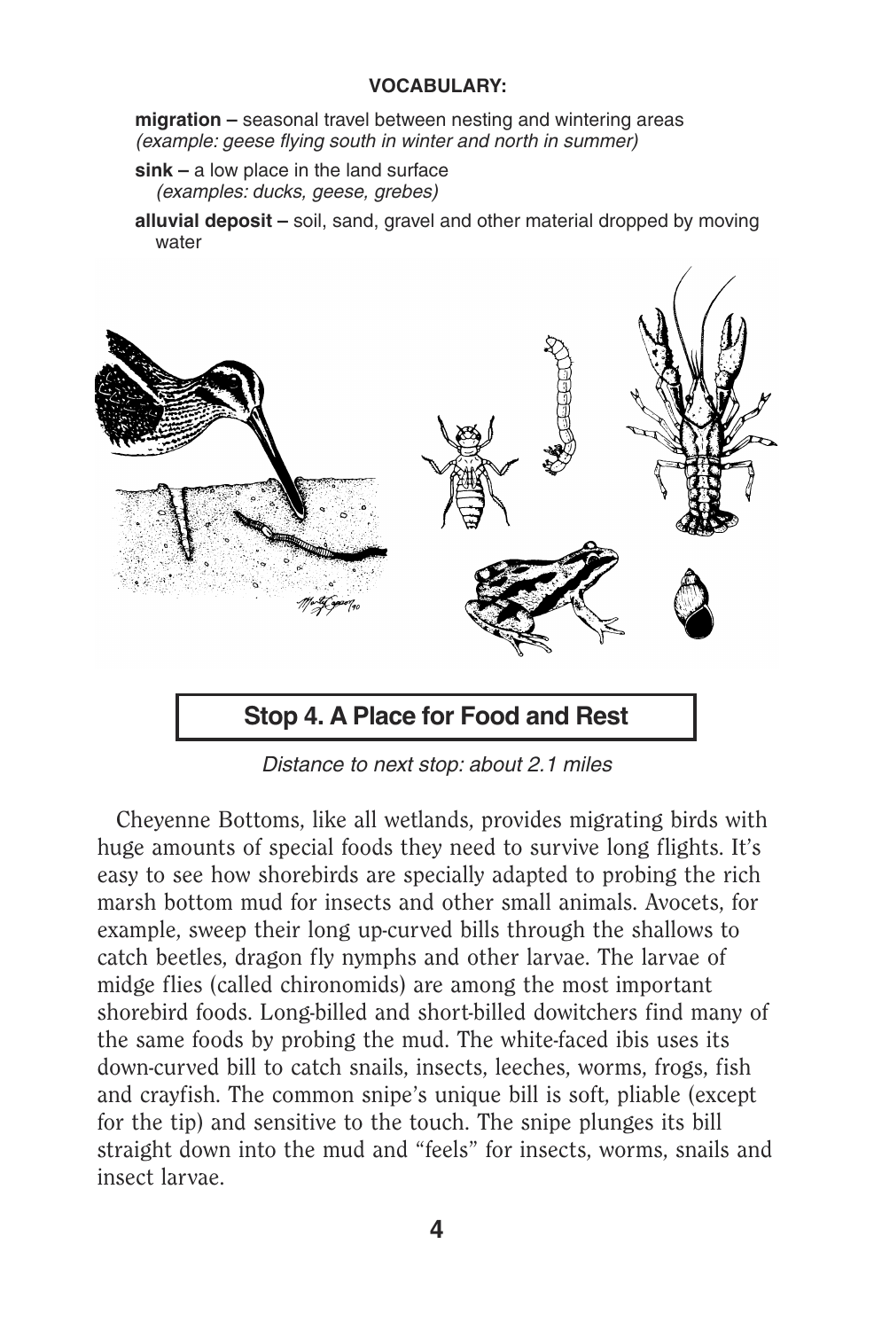**VOCABULARY:**

**migration –** seasonal travel between nesting and wintering areas
*(example: geese flying south in winter and north in summer)*

**sink –** a low place in the land surface
*(examples: ducks, geese, grebes)*

**alluvial deposit –** soil, sand, gravel and other material dropped by moving water

## Stop 4. A Place for Food and Rest

*Distance to next stop: about 2.1 miles*

Cheyenne Bottoms, like all wetlands, provides migrating birds with huge amounts of special foods they need to survive long flights. It's easy to see how shorebirds are specially adapted to probing the rich marsh bottom mud for insects and other small animals. Avocets, for example, sweep their long up-curved bills through the shallows to catch beetles, dragon fly nymphs and other larvae. The larvae of midge flies (called chironomids) are among the most important shorebird foods. Long-billed and short-billed dowitchers find many of the same foods by probing the mud. The white-faced ibis uses its down-curved bill to catch snails, insects, leeches, worms, frogs, fish and crayfish. The common snipe's unique bill is soft, pliable (except for the tip) and sensitive to the touch. The snipe plunges its bill straight down into the mud and "feels" for insects, worms, snails and insect larvae.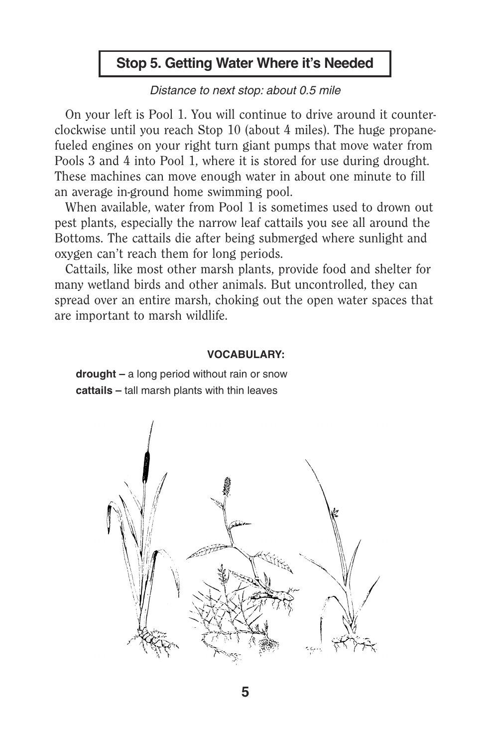## Stop 5. Getting Water Where it's Needed

*Distance to next stop: about 0.5 mile*

On your left is Pool 1. You will continue to drive around it counter-clockwise until you reach Stop 10 (about 4 miles). The huge propane-fueled engines on your right turn giant pumps that move water from Pools 3 and 4 into Pool 1, where it is stored for use during drought. These machines can move enough water in about one minute to fill an average in-ground home swimming pool.

When available, water from Pool 1 is sometimes used to drown out pest plants, especially the narrow leaf cattails you see all around the Bottoms. The cattails die after being submerged where sunlight and oxygen can't reach them for long periods.

Cattails, like most other marsh plants, provide food and shelter for many wetland birds and other animals. But uncontrolled, they can spread over an entire marsh, choking out the open water spaces that are important to marsh wildlife.

**VOCABULARY:**

**drought –** a long period without rain or snow

**cattails –** tall marsh plants with thin leaves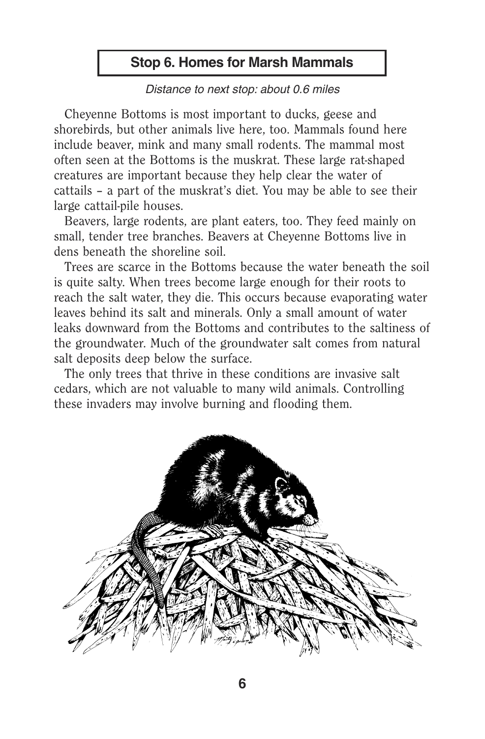## Stop 6. Homes for Marsh Mammals

*Distance to next stop: about 0.6 miles*

Cheyenne Bottoms is most important to ducks, geese and shorebirds, but other animals live here, too. Mammals found here include beaver, mink and many small rodents. The mammal most often seen at the Bottoms is the muskrat. These large rat-shaped creatures are important because they help clear the water of cattails – a part of the muskrat's diet. You may be able to see their large cattail-pile houses.

Beavers, large rodents, are plant eaters, too. They feed mainly on small, tender tree branches. Beavers at Cheyenne Bottoms live in dens beneath the shoreline soil.

Trees are scarce in the Bottoms because the water beneath the soil is quite salty. When trees become large enough for their roots to reach the salt water, they die. This occurs because evaporating water leaves behind its salt and minerals. Only a small amount of water leaks downward from the Bottoms and contributes to the saltiness of the groundwater. Much of the groundwater salt comes from natural salt deposits deep below the surface.

The only trees that thrive in these conditions are invasive salt cedars, which are not valuable to many wild animals. Controlling these invaders may involve burning and flooding them.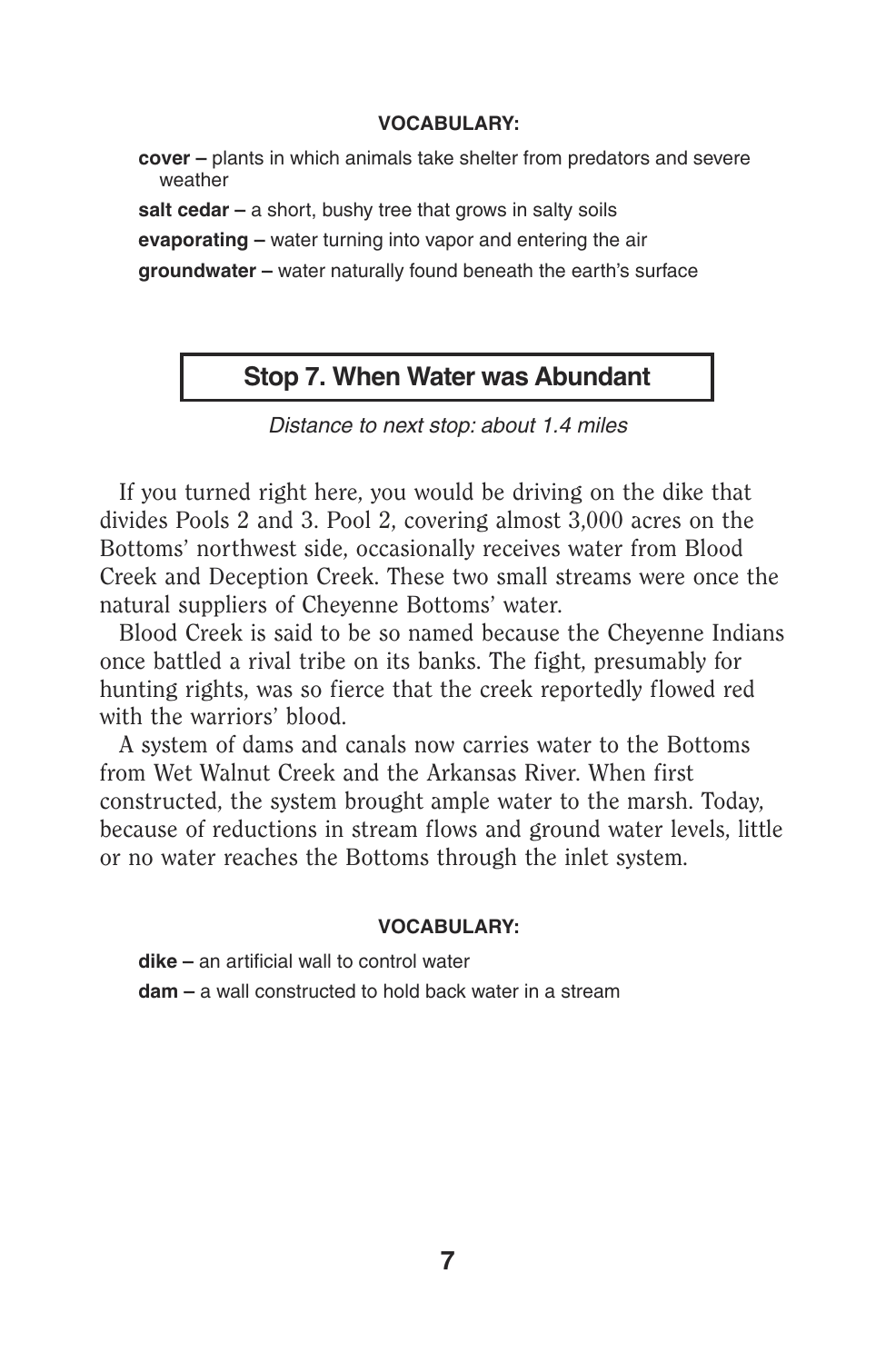**VOCABULARY:**

**cover –** plants in which animals take shelter from predators and severe weather

**salt cedar –** a short, bushy tree that grows in salty soils

**evaporating –** water turning into vapor and entering the air

**groundwater –** water naturally found beneath the earth's surface

## Stop 7. When Water was Abundant

*Distance to next stop: about 1.4 miles*

If you turned right here, you would be driving on the dike that divides Pools 2 and 3. Pool 2, covering almost 3,000 acres on the Bottoms' northwest side, occasionally receives water from Blood Creek and Deception Creek. These two small streams were once the natural suppliers of Cheyenne Bottoms' water.

Blood Creek is said to be so named because the Cheyenne Indians once battled a rival tribe on its banks. The fight, presumably for hunting rights, was so fierce that the creek reportedly flowed red with the warriors' blood.

A system of dams and canals now carries water to the Bottoms from Wet Walnut Creek and the Arkansas River. When first constructed, the system brought ample water to the marsh. Today, because of reductions in stream flows and ground water levels, little or no water reaches the Bottoms through the inlet system.

**VOCABULARY:**

**dike –** an artificial wall to control water

**dam –** a wall constructed to hold back water in a stream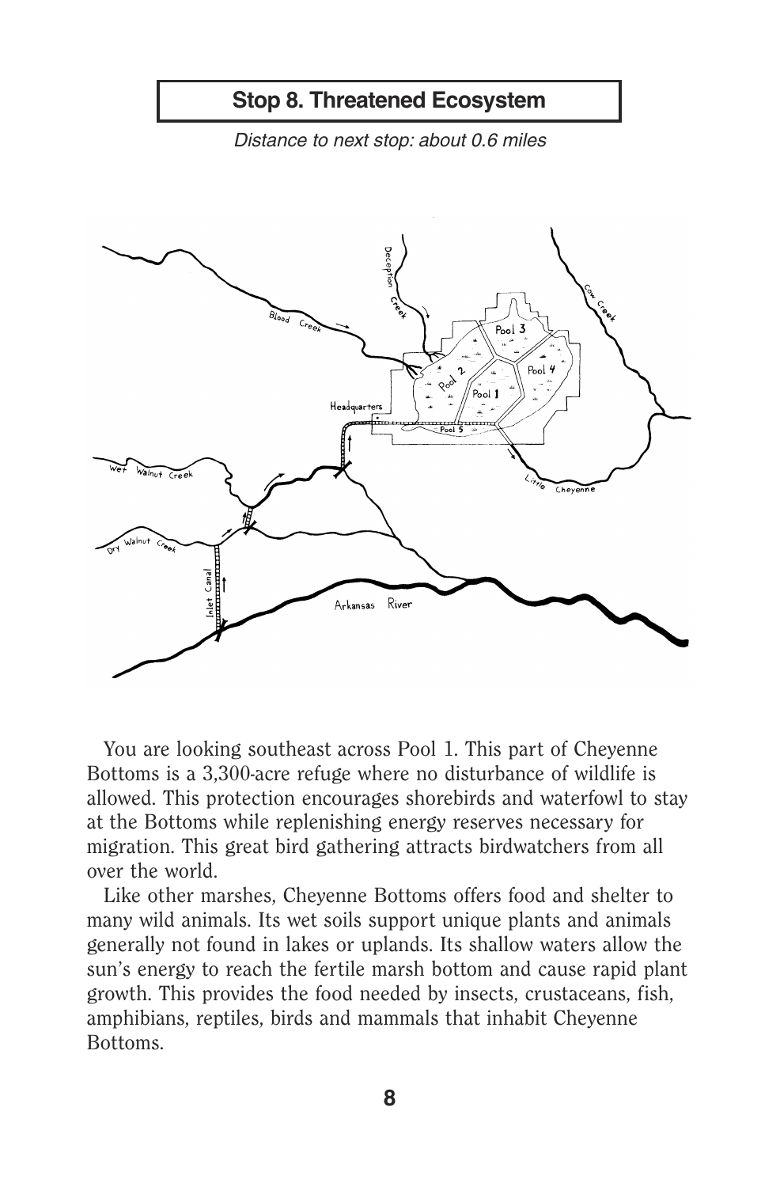## Stop 8. Threatened Ecosystem

*Distance to next stop: about 0.6 miles*

You are looking southeast across Pool 1. This part of Cheyenne Bottoms is a 3,300-acre refuge where no disturbance of wildlife is allowed. This protection encourages shorebirds and waterfowl to stay at the Bottoms while replenishing energy reserves necessary for migration. This great bird gathering attracts birdwatchers from all over the world.

Like other marshes, Cheyenne Bottoms offers food and shelter to many wild animals. Its wet soils support unique plants and animals generally not found in lakes or uplands. Its shallow waters allow the sun's energy to reach the fertile marsh bottom and cause rapid plant growth. This provides the food needed by insects, crustaceans, fish, amphibians, reptiles, birds and mammals that inhabit Cheyenne Bottoms.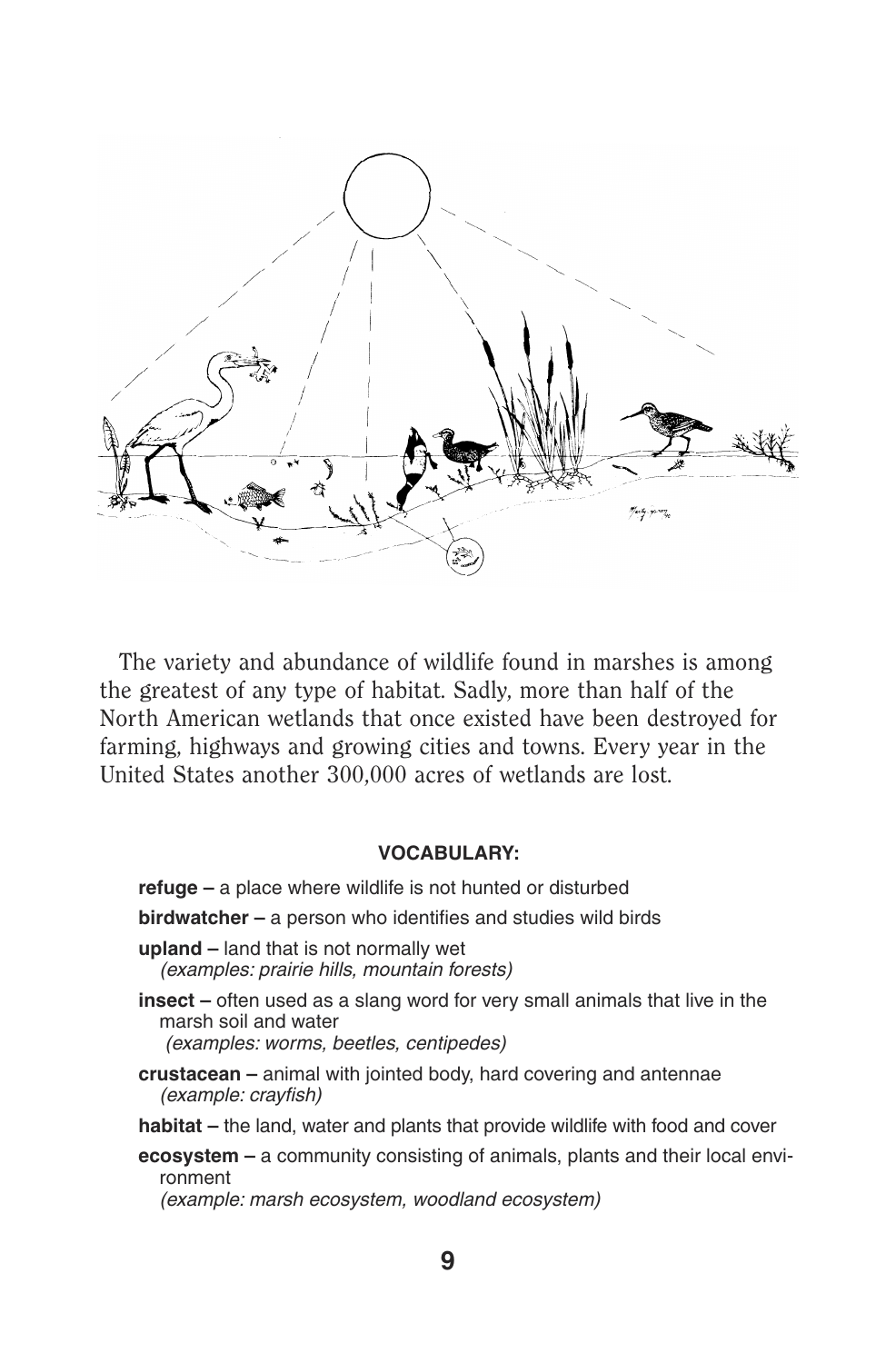The variety and abundance of wildlife found in marshes is among the greatest of any type of habitat. Sadly, more than half of the North American wetlands that once existed have been destroyed for farming, highways and growing cities and towns. Every year in the United States another 300,000 acres of wetlands are lost.

**VOCABULARY:**

**refuge –** a place where wildlife is not hunted or disturbed

**birdwatcher –** a person who identifies and studies wild birds

**upland –** land that is not normally wet
*(examples: prairie hills, mountain forests)*

**insect –** often used as a slang word for very small animals that live in the marsh soil and water
*(examples: worms, beetles, centipedes)*

**crustacean –** animal with jointed body, hard covering and antennae
*(example: crayfish)*

**habitat –** the land, water and plants that provide wildlife with food and cover

**ecosystem –** a community consisting of animals, plants and their local environment
*(example: marsh ecosystem, woodland ecosystem)*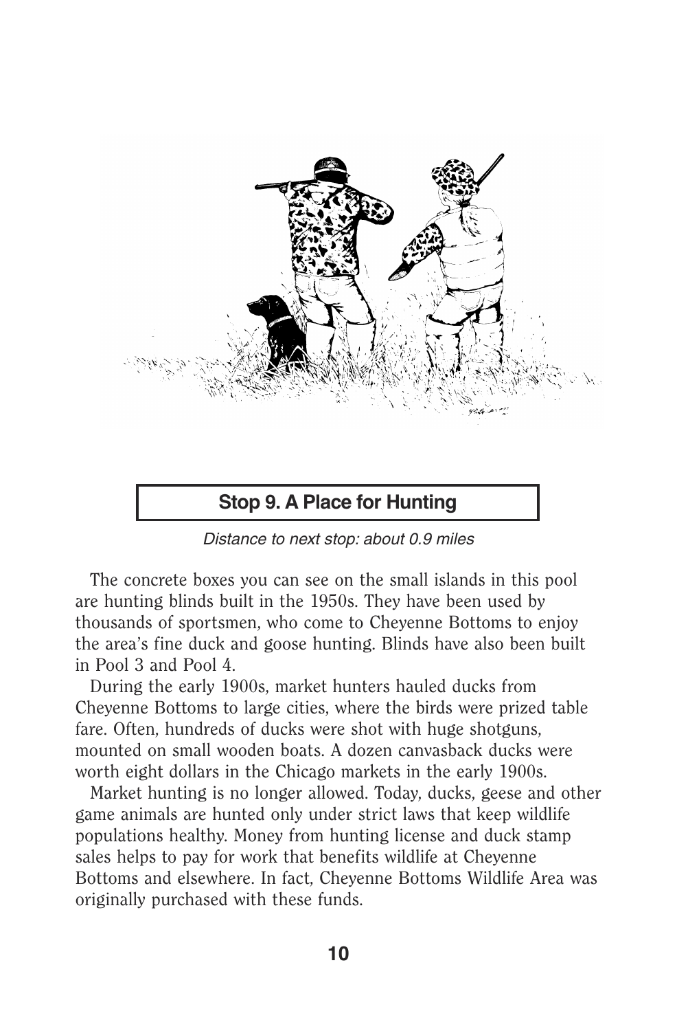## Stop 9. A Place for Hunting

*Distance to next stop: about 0.9 miles*

The concrete boxes you can see on the small islands in this pool are hunting blinds built in the 1950s. They have been used by thousands of sportsmen, who come to Cheyenne Bottoms to enjoy the area's fine duck and goose hunting. Blinds have also been built in Pool 3 and Pool 4.

During the early 1900s, market hunters hauled ducks from Cheyenne Bottoms to large cities, where the birds were prized table fare. Often, hundreds of ducks were shot with huge shotguns, mounted on small wooden boats. A dozen canvasback ducks were worth eight dollars in the Chicago markets in the early 1900s.

Market hunting is no longer allowed. Today, ducks, geese and other game animals are hunted only under strict laws that keep wildlife populations healthy. Money from hunting license and duck stamp sales helps to pay for work that benefits wildlife at Cheyenne Bottoms and elsewhere. In fact, Cheyenne Bottoms Wildlife Area was originally purchased with these funds.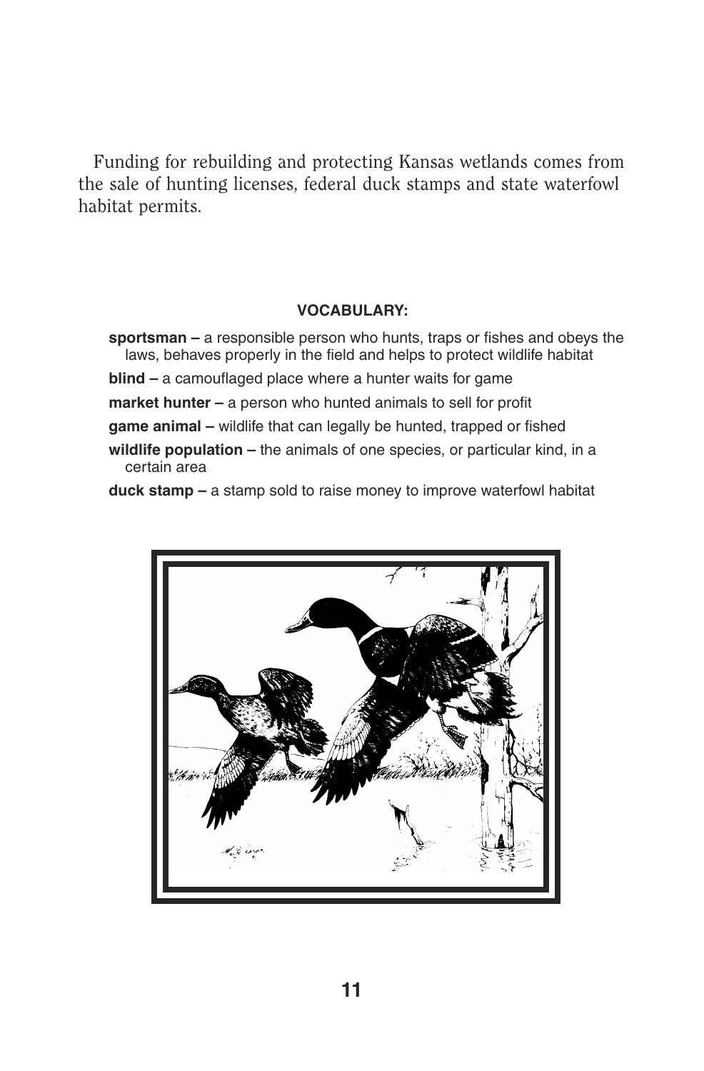Funding for rebuilding and protecting Kansas wetlands comes from the sale of hunting licenses, federal duck stamps and state waterfowl habitat permits.

**VOCABULARY:**

**sportsman –** a responsible person who hunts, traps or fishes and obeys the laws, behaves properly in the field and helps to protect wildlife habitat

**blind –** a camouflaged place where a hunter waits for game

**market hunter –** a person who hunted animals to sell for profit

**game animal –** wildlife that can legally be hunted, trapped or fished

**wildlife population –** the animals of one species, or particular kind, in a certain area

**duck stamp –** a stamp sold to raise money to improve waterfowl habitat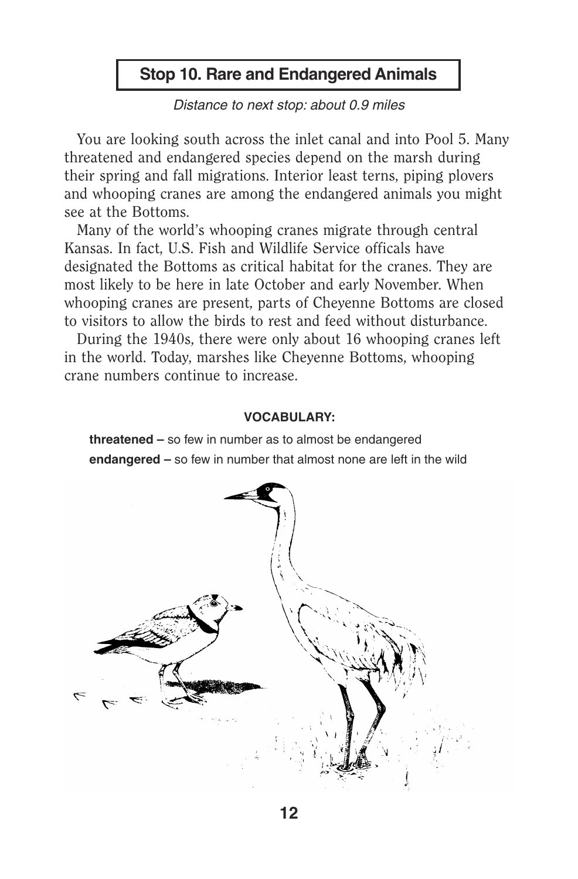## Stop 10. Rare and Endangered Animals

*Distance to next stop: about 0.9 miles*

You are looking south across the inlet canal and into Pool 5. Many threatened and endangered species depend on the marsh during their spring and fall migrations. Interior least terns, piping plovers and whooping cranes are among the endangered animals you might see at the Bottoms.

Many of the world's whooping cranes migrate through central Kansas. In fact, U.S. Fish and Wildlife Service officals have designated the Bottoms as critical habitat for the cranes. They are most likely to be here in late October and early November. When whooping cranes are present, parts of Cheyenne Bottoms are closed to visitors to allow the birds to rest and feed without disturbance.

During the 1940s, there were only about 16 whooping cranes left in the world. Today, marshes like Cheyenne Bottoms, whooping crane numbers continue to increase.

**VOCABULARY:**

**threatened –** so few in number as to almost be endangered

**endangered –** so few in number that almost none are left in the wild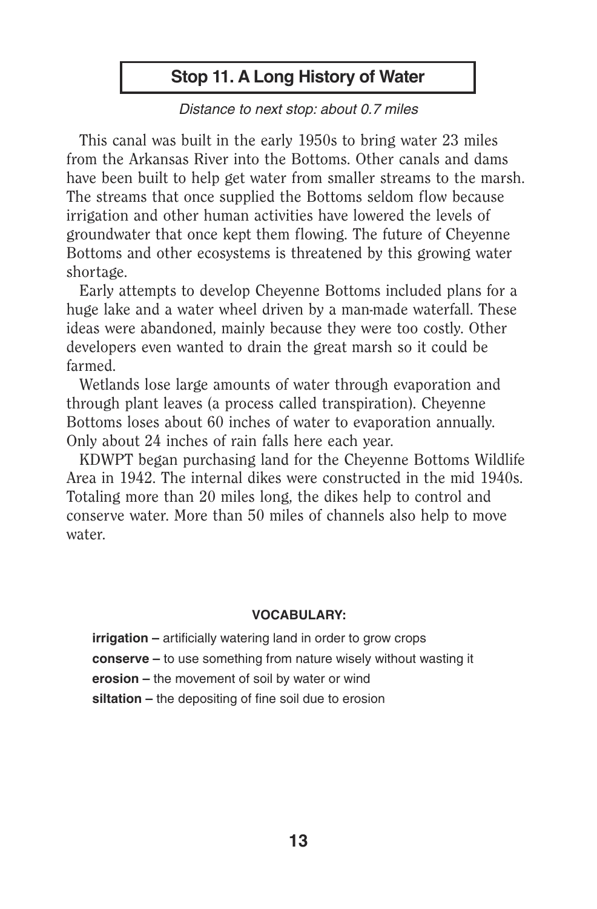## Stop 11. A Long History of Water

*Distance to next stop: about 0.7 miles*

This canal was built in the early 1950s to bring water 23 miles from the Arkansas River into the Bottoms. Other canals and dams have been built to help get water from smaller streams to the marsh. The streams that once supplied the Bottoms seldom flow because irrigation and other human activities have lowered the levels of groundwater that once kept them flowing. The future of Cheyenne Bottoms and other ecosystems is threatened by this growing water shortage.

Early attempts to develop Cheyenne Bottoms included plans for a huge lake and a water wheel driven by a man-made waterfall. These ideas were abandoned, mainly because they were too costly. Other developers even wanted to drain the great marsh so it could be farmed.

Wetlands lose large amounts of water through evaporation and through plant leaves (a process called transpiration). Cheyenne Bottoms loses about 60 inches of water to evaporation annually. Only about 24 inches of rain falls here each year.

KDWPT began purchasing land for the Cheyenne Bottoms Wildlife Area in 1942. The internal dikes were constructed in the mid 1940s. Totaling more than 20 miles long, the dikes help to control and conserve water. More than 50 miles of channels also help to move water.

**VOCABULARY:**

**irrigation –** artificially watering land in order to grow crops
**conserve –** to use something from nature wisely without wasting it
**erosion –** the movement of soil by water or wind
**siltation –** the depositing of fine soil due to erosion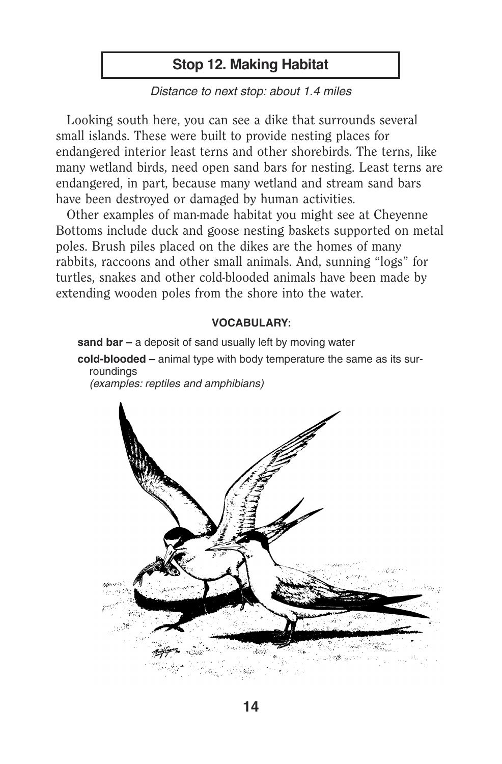## Stop 12. Making Habitat

*Distance to next stop: about 1.4 miles*

Looking south here, you can see a dike that surrounds several small islands. These were built to provide nesting places for endangered interior least terns and other shorebirds. The terns, like many wetland birds, need open sand bars for nesting. Least terns are endangered, in part, because many wetland and stream sand bars have been destroyed or damaged by human activities.

Other examples of man-made habitat you might see at Cheyenne Bottoms include duck and goose nesting baskets supported on metal poles. Brush piles placed on the dikes are the homes of many rabbits, raccoons and other small animals. And, sunning "logs" for turtles, snakes and other cold-blooded animals have been made by extending wooden poles from the shore into the water.

**VOCABULARY:**

**sand bar –** a deposit of sand usually left by moving water

**cold-blooded –** animal type with body temperature the same as its surroundings
*(examples: reptiles and amphibians)*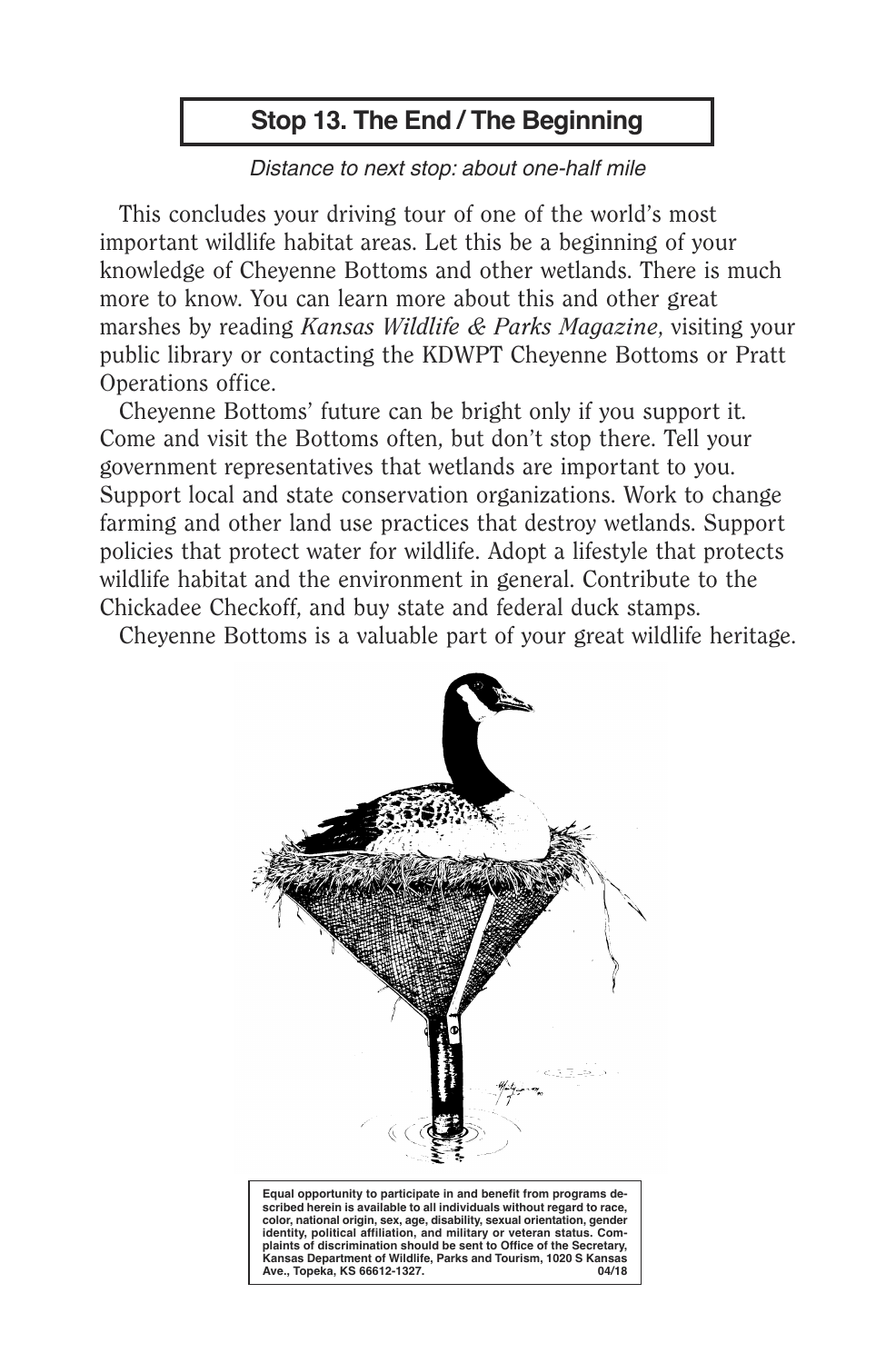## Stop 13. The End / The Beginning

*Distance to next stop: about one-half mile*

This concludes your driving tour of one of the world's most important wildlife habitat areas. Let this be a beginning of your knowledge of Cheyenne Bottoms and other wetlands. There is much more to know. You can learn more about this and other great marshes by reading *Kansas Wildlife & Parks Magazine*, visiting your public library or contacting the KDWPT Cheyenne Bottoms or Pratt Operations office.

Cheyenne Bottoms' future can be bright only if you support it. Come and visit the Bottoms often, but don't stop there. Tell your government representatives that wetlands are important to you. Support local and state conservation organizations. Work to change farming and other land use practices that destroy wetlands. Support policies that protect water for wildlife. Adopt a lifestyle that protects wildlife habitat and the environment in general. Contribute to the Chickadee Checkoff, and buy state and federal duck stamps.

Cheyenne Bottoms is a valuable part of your great wildlife heritage.

**Equal opportunity to participate in and benefit from programs described herein is available to all individuals without regard to race, color, national origin, sex, age, disability, sexual orientation, gender identity, political affiliation, and military or veteran status. Complaints of discrimination should be sent to Office of the Secretary, Kansas Department of Wildlife, Parks and Tourism, 1020 S Kansas Ave., Topeka, KS 66612-1327. 04/18**